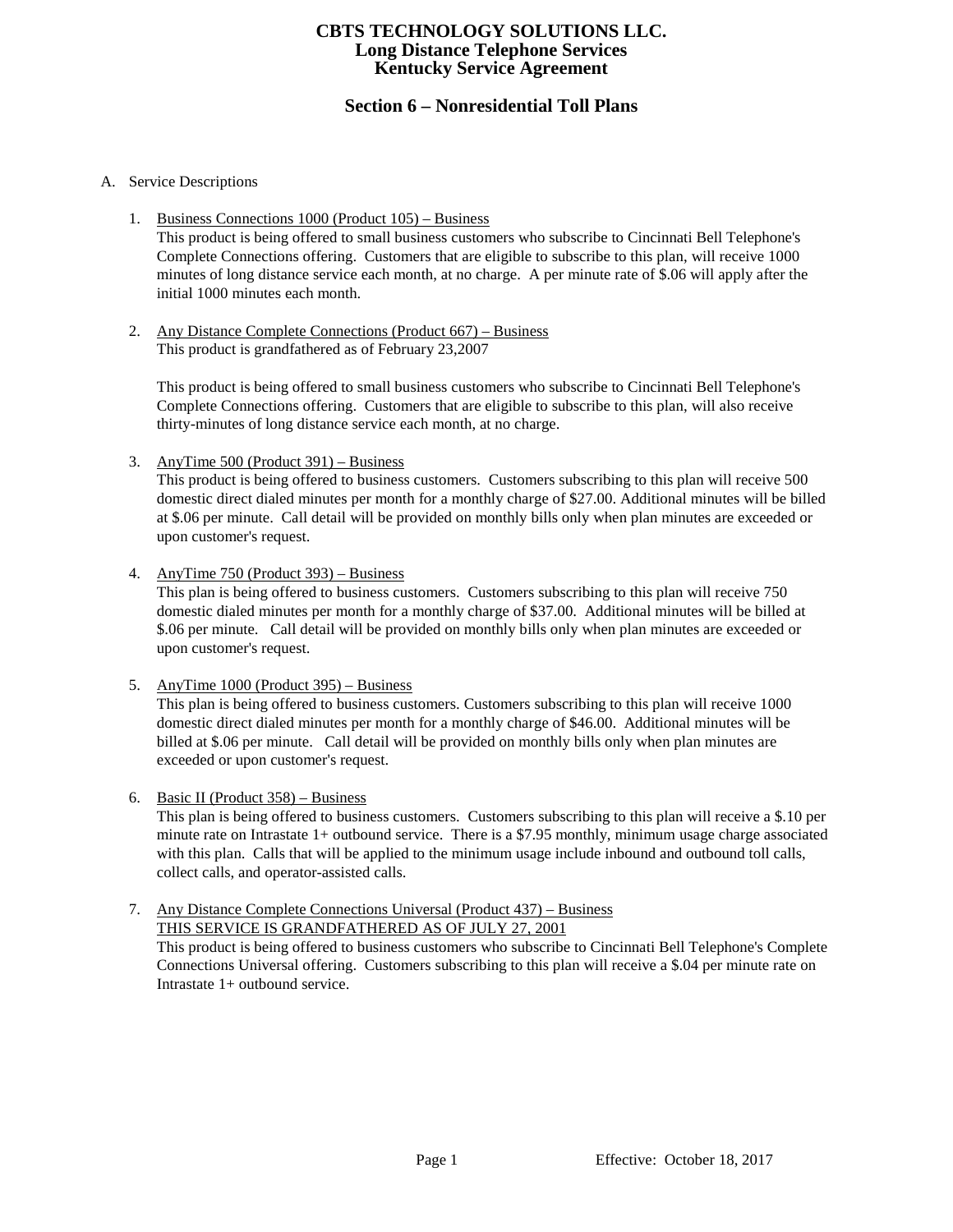# CBTS TECHNOLOGY SOLUTIONS LLC.
# Long Distance Telephone Services
# Kentucky Service Agreement

## Section 6 – Nonresidential Toll Plans

A. Service Descriptions

1. Business Connections 1000 (Product 105) – Business

   This product is being offered to small business customers who subscribe to Cincinnati Bell Telephone's Complete Connections offering. Customers that are eligible to subscribe to this plan, will receive 1000 minutes of long distance service each month, at no charge. A per minute rate of $.06 will apply after the initial 1000 minutes each month.

2. Any Distance Complete Connections (Product 667) – Business

   This product is grandfathered as of February 23,2007

   This product is being offered to small business customers who subscribe to Cincinnati Bell Telephone's Complete Connections offering. Customers that are eligible to subscribe to this plan, will also receive thirty-minutes of long distance service each month, at no charge.

3. AnyTime 500 (Product 391) – Business

   This product is being offered to business customers. Customers subscribing to this plan will receive 500 domestic direct dialed minutes per month for a monthly charge of $27.00. Additional minutes will be billed at $.06 per minute. Call detail will be provided on monthly bills only when plan minutes are exceeded or upon customer's request.

4. AnyTime 750 (Product 393) – Business

   This plan is being offered to business customers. Customers subscribing to this plan will receive 750 domestic dialed minutes per month for a monthly charge of $37.00. Additional minutes will be billed at $.06 per minute. Call detail will be provided on monthly bills only when plan minutes are exceeded or upon customer's request.

5. AnyTime 1000 (Product 395) – Business

   This plan is being offered to business customers. Customers subscribing to this plan will receive 1000 domestic direct dialed minutes per month for a monthly charge of $46.00. Additional minutes will be billed at $.06 per minute. Call detail will be provided on monthly bills only when plan minutes are exceeded or upon customer's request.

6. Basic II (Product 358) – Business

   This plan is being offered to business customers. Customers subscribing to this plan will receive a $.10 per minute rate on Intrastate 1+ outbound service. There is a $7.95 monthly, minimum usage charge associated with this plan. Calls that will be applied to the minimum usage include inbound and outbound toll calls, collect calls, and operator-assisted calls.

7. Any Distance Complete Connections Universal (Product 437) – Business

   THIS SERVICE IS GRANDFATHERED AS OF JULY 27, 2001

   This product is being offered to business customers who subscribe to Cincinnati Bell Telephone's Complete Connections Universal offering. Customers subscribing to this plan will receive a $.04 per minute rate on Intrastate 1+ outbound service.

Effective: October 18, 2017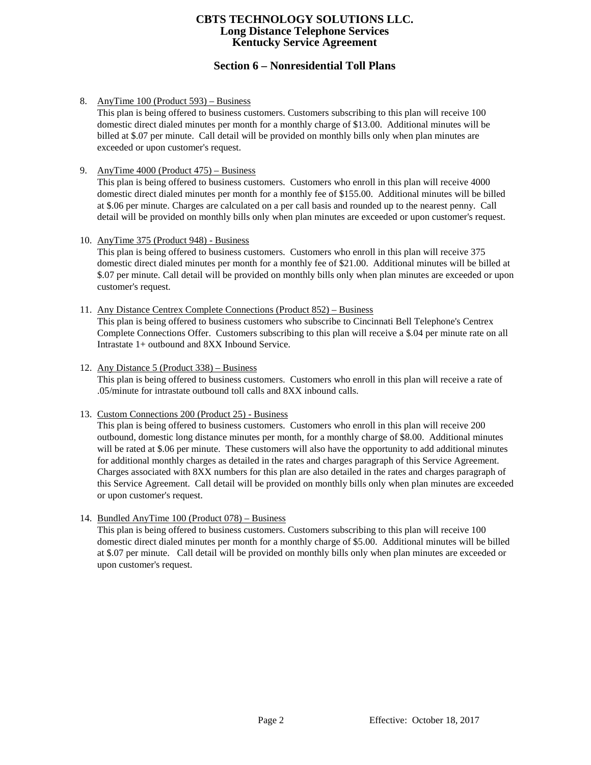# CBTS TECHNOLOGY SOLUTIONS LLC.
## Long Distance Telephone Services
## Kentucky Service Agreement

## Section 6 – Nonresidential Toll Plans

8. <u>AnyTime 100 (Product 593) – Business</u>
   This plan is being offered to business customers. Customers subscribing to this plan will receive 100 domestic direct dialed minutes per month for a monthly charge of $13.00. Additional minutes will be billed at $.07 per minute. Call detail will be provided on monthly bills only when plan minutes are exceeded or upon customer's request.

9. <u>AnyTime 4000 (Product 475) – Business</u>
   This plan is being offered to business customers. Customers who enroll in this plan will receive 4000 domestic direct dialed minutes per month for a monthly fee of $155.00. Additional minutes will be billed at $.06 per minute. Charges are calculated on a per call basis and rounded up to the nearest penny. Call detail will be provided on monthly bills only when plan minutes are exceeded or upon customer's request.

10. <u>AnyTime 375 (Product 948) - Business</u>
    This plan is being offered to business customers. Customers who enroll in this plan will receive 375 domestic direct dialed minutes per month for a monthly fee of $21.00. Additional minutes will be billed at $.07 per minute. Call detail will be provided on monthly bills only when plan minutes are exceeded or upon customer's request.

11. <u>Any Distance Centrex Complete Connections (Product 852) – Business</u>
    This plan is being offered to business customers who subscribe to Cincinnati Bell Telephone's Centrex Complete Connections Offer. Customers subscribing to this plan will receive a $.04 per minute rate on all Intrastate 1+ outbound and 8XX Inbound Service.

12. <u>Any Distance 5 (Product 338) – Business</u>
    This plan is being offered to business customers. Customers who enroll in this plan will receive a rate of .05/minute for intrastate outbound toll calls and 8XX inbound calls.

13. <u>Custom Connections 200 (Product 25) - Business</u>
    This plan is being offered to business customers. Customers who enroll in this plan will receive 200 outbound, domestic long distance minutes per month, for a monthly charge of $8.00. Additional minutes will be rated at $.06 per minute. These customers will also have the opportunity to add additional minutes for additional monthly charges as detailed in the rates and charges paragraph of this Service Agreement. Charges associated with 8XX numbers for this plan are also detailed in the rates and charges paragraph of this Service Agreement. Call detail will be provided on monthly bills only when plan minutes are exceeded or upon customer's request.

14. <u>Bundled AnyTime 100 (Product 078) – Business</u>
    This plan is being offered to business customers. Customers subscribing to this plan will receive 100 domestic direct dialed minutes per month for a monthly charge of $5.00. Additional minutes will be billed at $.07 per minute. Call detail will be provided on monthly bills only when plan minutes are exceeded or upon customer's request.

Effective: October 18, 2017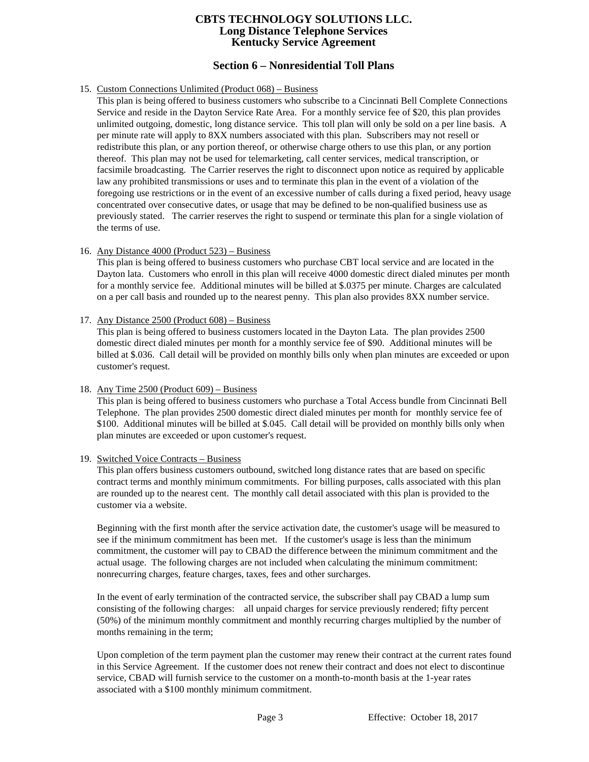## Section 6 – Nonresidential Toll Plans

15. Custom Connections Unlimited (Product 068) – Business

    This plan is being offered to business customers who subscribe to a Cincinnati Bell Complete Connections Service and reside in the Dayton Service Rate Area. For a monthly service fee of $20, this plan provides unlimited outgoing, domestic, long distance service. This toll plan will only be sold on a per line basis. A per minute rate will apply to 8XX numbers associated with this plan. Subscribers may not resell or redistribute this plan, or any portion thereof, or otherwise charge others to use this plan, or any portion thereof. This plan may not be used for telemarketing, call center services, medical transcription, or facsimile broadcasting. The Carrier reserves the right to disconnect upon notice as required by applicable law any prohibited transmissions or uses and to terminate this plan in the event of a violation of the foregoing use restrictions or in the event of an excessive number of calls during a fixed period, heavy usage concentrated over consecutive dates, or usage that may be defined to be non-qualified business use as previously stated. The carrier reserves the right to suspend or terminate this plan for a single violation of the terms of use.

16. Any Distance 4000 (Product 523) – Business

    This plan is being offered to business customers who purchase CBT local service and are located in the Dayton lata. Customers who enroll in this plan will receive 4000 domestic direct dialed minutes per month for a monthly service fee. Additional minutes will be billed at $.0375 per minute. Charges are calculated on a per call basis and rounded up to the nearest penny. This plan also provides 8XX number service.

17. Any Distance 2500 (Product 608) – Business

    This plan is being offered to business customers located in the Dayton Lata. The plan provides 2500 domestic direct dialed minutes per month for a monthly service fee of $90. Additional minutes will be billed at $.036. Call detail will be provided on monthly bills only when plan minutes are exceeded or upon customer's request.

18. Any Time 2500 (Product 609) – Business

    This plan is being offered to business customers who purchase a Total Access bundle from Cincinnati Bell Telephone. The plan provides 2500 domestic direct dialed minutes per month for monthly service fee of $100. Additional minutes will be billed at $.045. Call detail will be provided on monthly bills only when plan minutes are exceeded or upon customer's request.

19. Switched Voice Contracts – Business

    This plan offers business customers outbound, switched long distance rates that are based on specific contract terms and monthly minimum commitments. For billing purposes, calls associated with this plan are rounded up to the nearest cent. The monthly call detail associated with this plan is provided to the customer via a website.

    Beginning with the first month after the service activation date, the customer's usage will be measured to see if the minimum commitment has been met. If the customer's usage is less than the minimum commitment, the customer will pay to CBAD the difference between the minimum commitment and the actual usage. The following charges are not included when calculating the minimum commitment: nonrecurring charges, feature charges, taxes, fees and other surcharges.

    In the event of early termination of the contracted service, the subscriber shall pay CBAD a lump sum consisting of the following charges: all unpaid charges for service previously rendered; fifty percent (50%) of the minimum monthly commitment and monthly recurring charges multiplied by the number of months remaining in the term;

    Upon completion of the term payment plan the customer may renew their contract at the current rates found in this Service Agreement. If the customer does not renew their contract and does not elect to discontinue service, CBAD will furnish service to the customer on a month-to-month basis at the 1-year rates associated with a $100 monthly minimum commitment.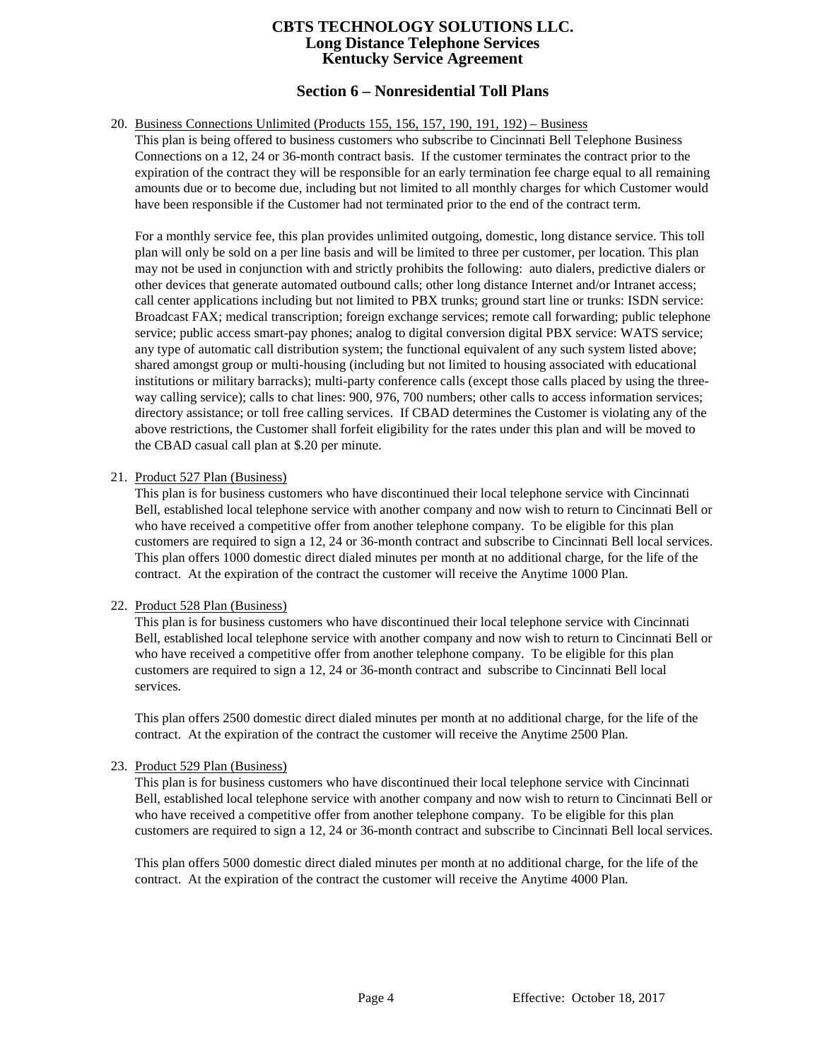# Section 6 – Nonresidential Toll Plans

20. Business Connections Unlimited (Products 155, 156, 157, 190, 191, 192) – Business

    This plan is being offered to business customers who subscribe to Cincinnati Bell Telephone Business Connections on a 12, 24 or 36-month contract basis. If the customer terminates the contract prior to the expiration of the contract they will be responsible for an early termination fee charge equal to all remaining amounts due or to become due, including but not limited to all monthly charges for which Customer would have been responsible if the Customer had not terminated prior to the end of the contract term.

    For a monthly service fee, this plan provides unlimited outgoing, domestic, long distance service. This toll plan will only be sold on a per line basis and will be limited to three per customer, per location. This plan may not be used in conjunction with and strictly prohibits the following: auto dialers, predictive dialers or other devices that generate automated outbound calls; other long distance Internet and/or Intranet access; call center applications including but not limited to PBX trunks; ground start line or trunks: ISDN service: Broadcast FAX; medical transcription; foreign exchange services; remote call forwarding; public telephone service; public access smart-pay phones; analog to digital conversion digital PBX service: WATS service; any type of automatic call distribution system; the functional equivalent of any such system listed above; shared amongst group or multi-housing (including but not limited to housing associated with educational institutions or military barracks); multi-party conference calls (except those calls placed by using the three-way calling service); calls to chat lines: 900, 976, 700 numbers; other calls to access information services; directory assistance; or toll free calling services. If CBAD determines the Customer is violating any of the above restrictions, the Customer shall forfeit eligibility for the rates under this plan and will be moved to the CBAD casual call plan at $.20 per minute.

21. Product 527 Plan (Business)

    This plan is for business customers who have discontinued their local telephone service with Cincinnati Bell, established local telephone service with another company and now wish to return to Cincinnati Bell or who have received a competitive offer from another telephone company. To be eligible for this plan customers are required to sign a 12, 24 or 36-month contract and subscribe to Cincinnati Bell local services. This plan offers 1000 domestic direct dialed minutes per month at no additional charge, for the life of the contract. At the expiration of the contract the customer will receive the Anytime 1000 Plan.

22. Product 528 Plan (Business)

    This plan is for business customers who have discontinued their local telephone service with Cincinnati Bell, established local telephone service with another company and now wish to return to Cincinnati Bell or who have received a competitive offer from another telephone company. To be eligible for this plan customers are required to sign a 12, 24 or 36-month contract and subscribe to Cincinnati Bell local services.

    This plan offers 2500 domestic direct dialed minutes per month at no additional charge, for the life of the contract. At the expiration of the contract the customer will receive the Anytime 2500 Plan.

23. Product 529 Plan (Business)

    This plan is for business customers who have discontinued their local telephone service with Cincinnati Bell, established local telephone service with another company and now wish to return to Cincinnati Bell or who have received a competitive offer from another telephone company. To be eligible for this plan customers are required to sign a 12, 24 or 36-month contract and subscribe to Cincinnati Bell local services.

    This plan offers 5000 domestic direct dialed minutes per month at no additional charge, for the life of the contract. At the expiration of the contract the customer will receive the Anytime 4000 Plan.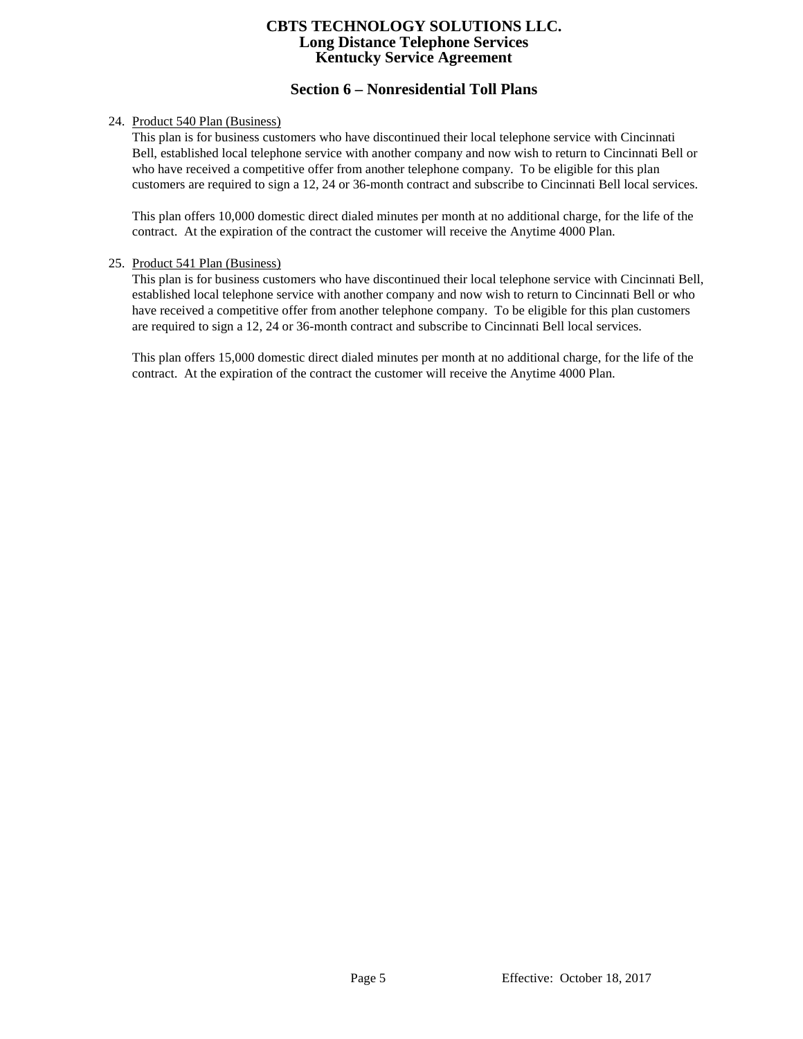## Section 6 – Nonresidential Toll Plans

24. Product 540 Plan (Business)

    This plan is for business customers who have discontinued their local telephone service with Cincinnati Bell, established local telephone service with another company and now wish to return to Cincinnati Bell or who have received a competitive offer from another telephone company. To be eligible for this plan customers are required to sign a 12, 24 or 36-month contract and subscribe to Cincinnati Bell local services.

    This plan offers 10,000 domestic direct dialed minutes per month at no additional charge, for the life of the contract. At the expiration of the contract the customer will receive the Anytime 4000 Plan.

25. Product 541 Plan (Business)

    This plan is for business customers who have discontinued their local telephone service with Cincinnati Bell, established local telephone service with another company and now wish to return to Cincinnati Bell or who have received a competitive offer from another telephone company. To be eligible for this plan customers are required to sign a 12, 24 or 36-month contract and subscribe to Cincinnati Bell local services.

    This plan offers 15,000 domestic direct dialed minutes per month at no additional charge, for the life of the contract. At the expiration of the contract the customer will receive the Anytime 4000 Plan.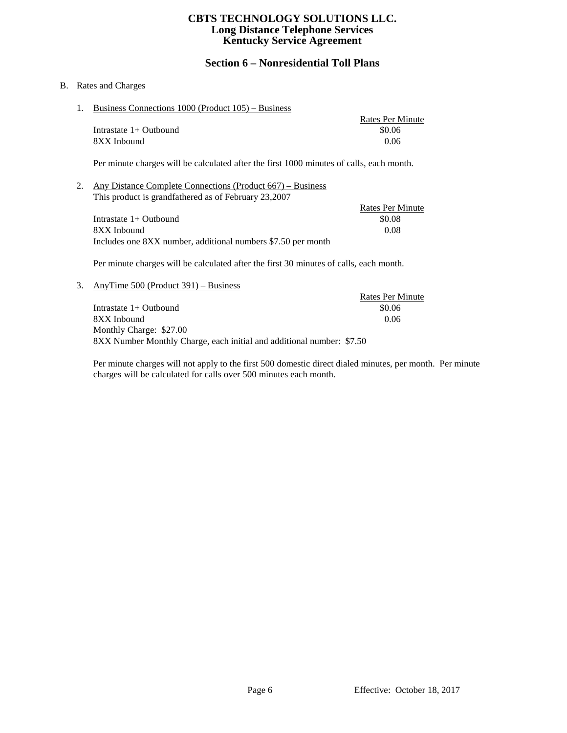## Section 6 – Nonresidential Toll Plans

B. Rates and Charges

1. Business Connections 1000 (Product 105) – Business

| | Rates Per Minute |
|---|---|
| Intrastate 1+ Outbound | $0.06 |
| 8XX Inbound | 0.06 |

Per minute charges will be calculated after the first 1000 minutes of calls, each month.

2. Any Distance Complete Connections (Product 667) – Business

This product is grandfathered as of February 23,2007

| | Rates Per Minute |
|---|---|
| Intrastate 1+ Outbound | $0.08 |
| 8XX Inbound | 0.08 |

Includes one 8XX number, additional numbers $7.50 per month

Per minute charges will be calculated after the first 30 minutes of calls, each month.

3. AnyTime 500 (Product 391) – Business

| | Rates Per Minute |
|---|---|
| Intrastate 1+ Outbound | $0.06 |
| 8XX Inbound | 0.06 |

Monthly Charge: $27.00

8XX Number Monthly Charge, each initial and additional number: $7.50

Per minute charges will not apply to the first 500 domestic direct dialed minutes, per month. Per minute charges will be calculated for calls over 500 minutes each month.

Effective: October 18, 2017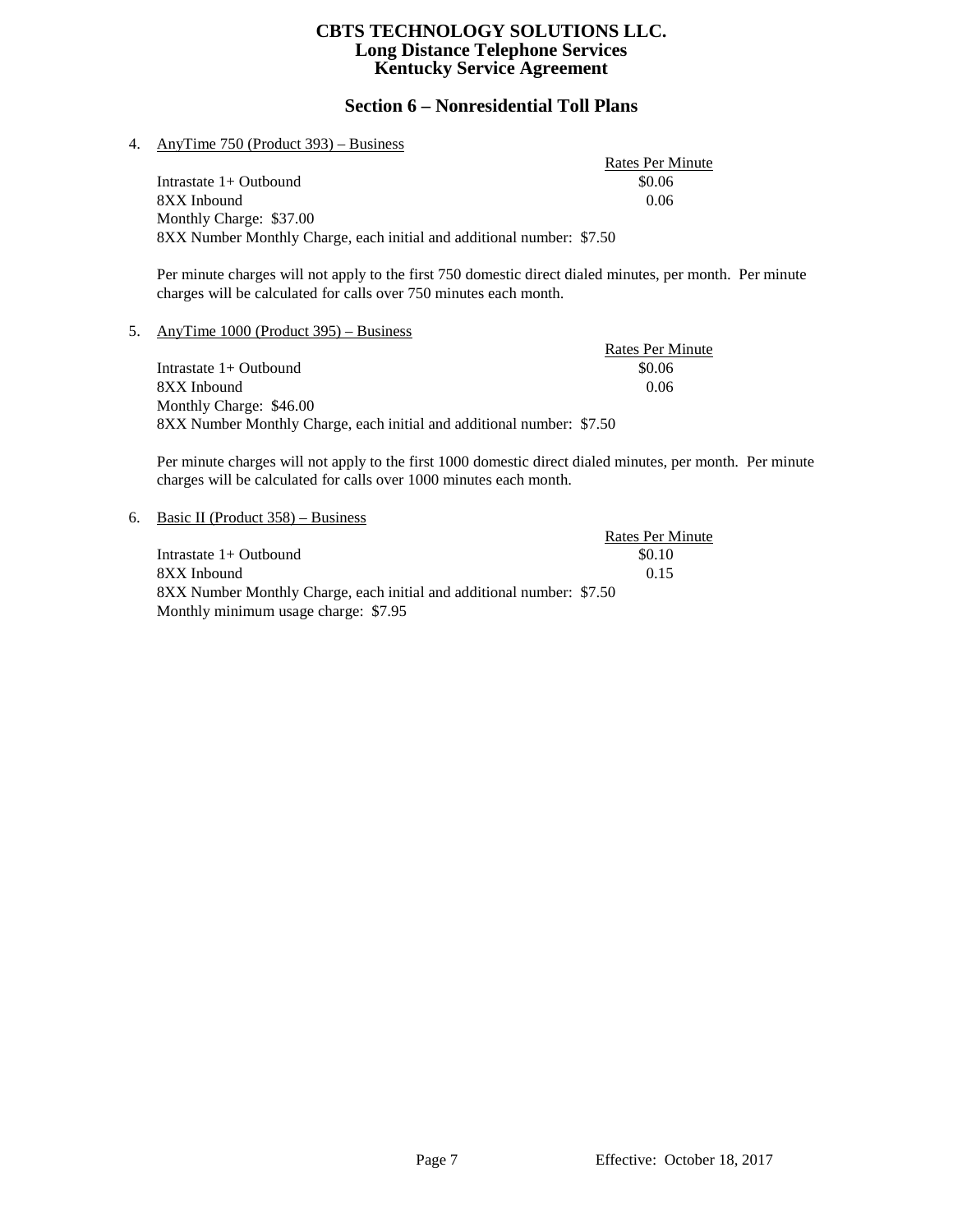## Section 6 – Nonresidential Toll Plans

4. AnyTime 750 (Product 393) – Business

| | Rates Per Minute |
|---|---|
| Intrastate 1+ Outbound | $0.06 |
| 8XX Inbound | 0.06 |

Monthly Charge: $37.00

8XX Number Monthly Charge, each initial and additional number: $7.50

Per minute charges will not apply to the first 750 domestic direct dialed minutes, per month. Per minute charges will be calculated for calls over 750 minutes each month.

5. AnyTime 1000 (Product 395) – Business

| | Rates Per Minute |
|---|---|
| Intrastate 1+ Outbound | $0.06 |
| 8XX Inbound | 0.06 |

Monthly Charge: $46.00

8XX Number Monthly Charge, each initial and additional number: $7.50

Per minute charges will not apply to the first 1000 domestic direct dialed minutes, per month. Per minute charges will be calculated for calls over 1000 minutes each month.

6. Basic II (Product 358) – Business

| | Rates Per Minute |
|---|---|
| Intrastate 1+ Outbound | $0.10 |
| 8XX Inbound | 0.15 |

8XX Number Monthly Charge, each initial and additional number: $7.50

Monthly minimum usage charge: $7.95

Effective: October 18, 2017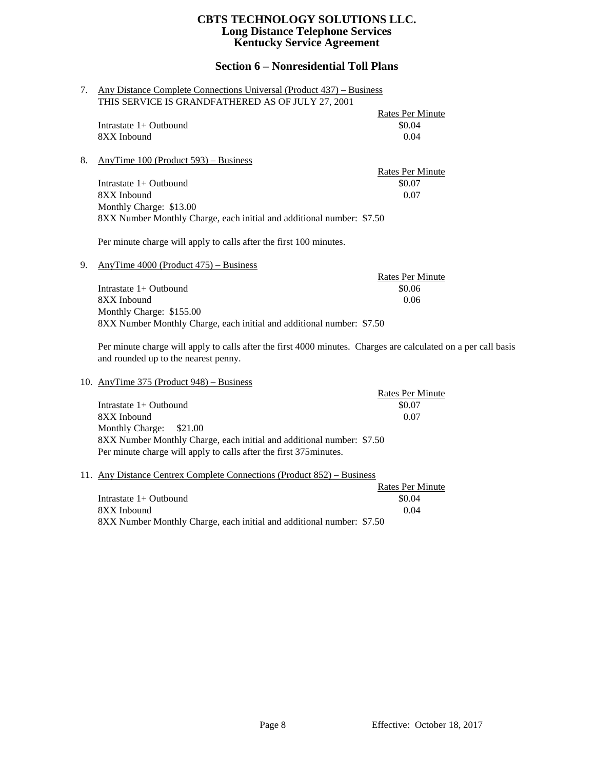## Section 6 – Nonresidential Toll Plans

7. Any Distance Complete Connections Universal (Product 437) – Business
   THIS SERVICE IS GRANDFATHERED AS OF JULY 27, 2001

   | | Rates Per Minute |
   |---|---|
   | Intrastate 1+ Outbound | $0.04 |
   | 8XX Inbound | 0.04 |

8. AnyTime 100 (Product 593) – Business

   | | Rates Per Minute |
   |---|---|
   | Intrastate 1+ Outbound | $0.07 |
   | 8XX Inbound | 0.07 |

   Monthly Charge: $13.00
   8XX Number Monthly Charge, each initial and additional number: $7.50

   Per minute charge will apply to calls after the first 100 minutes.

9. AnyTime 4000 (Product 475) – Business

   | | Rates Per Minute |
   |---|---|
   | Intrastate 1+ Outbound | $0.06 |
   | 8XX Inbound | 0.06 |

   Monthly Charge: $155.00
   8XX Number Monthly Charge, each initial and additional number: $7.50

   Per minute charge will apply to calls after the first 4000 minutes. Charges are calculated on a per call basis and rounded up to the nearest penny.

10. AnyTime 375 (Product 948) – Business

    | | Rates Per Minute |
    |---|---|
    | Intrastate 1+ Outbound | $0.07 |
    | 8XX Inbound | 0.07 |

    Monthly Charge: $21.00
    8XX Number Monthly Charge, each initial and additional number: $7.50
    Per minute charge will apply to calls after the first 375minutes.

11. Any Distance Centrex Complete Connections (Product 852) – Business

    | | Rates Per Minute |
    |---|---|
    | Intrastate 1+ Outbound | $0.04 |
    | 8XX Inbound | 0.04 |

    8XX Number Monthly Charge, each initial and additional number: $7.50

Effective: October 18, 2017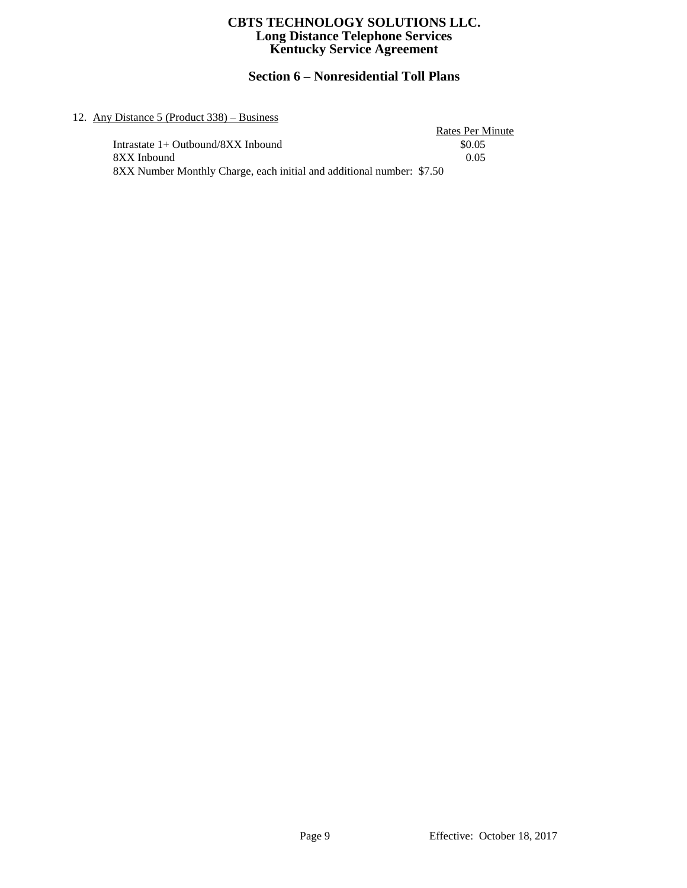## Section 6 – Nonresidential Toll Plans

12. Any Distance 5 (Product 338) – Business

| | Rates Per Minute |
|---|---|
| Intrastate 1+ Outbound/8XX Inbound | $0.05 |
| 8XX Inbound | 0.05 |

8XX Number Monthly Charge, each initial and additional number: $7.50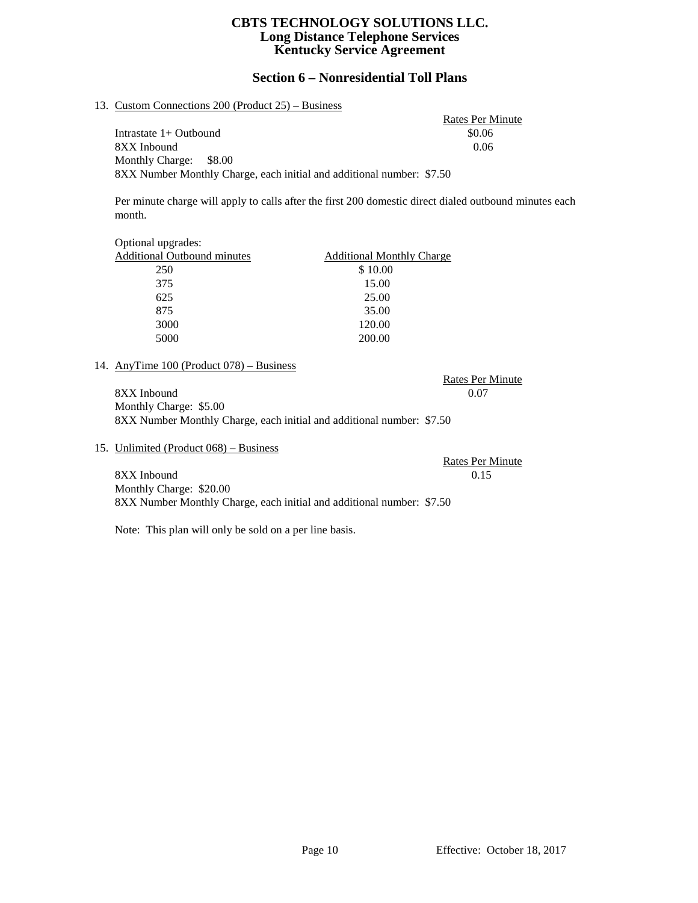## Section 6 – Nonresidential Toll Plans

13. Custom Connections 200 (Product 25) – Business

| | Rates Per Minute |
|---|---|
| Intrastate 1+ Outbound | $0.06 |
| 8XX Inbound | 0.06 |

Monthly Charge: $8.00

8XX Number Monthly Charge, each initial and additional number: $7.50

Per minute charge will apply to calls after the first 200 domestic direct dialed outbound minutes each month.

Optional upgrades:

| Additional Outbound minutes | Additional Monthly Charge |
|---|---|
| 250 | $ 10.00 |
| 375 | 15.00 |
| 625 | 25.00 |
| 875 | 35.00 |
| 3000 | 120.00 |
| 5000 | 200.00 |

14. AnyTime 100 (Product 078) – Business

| | Rates Per Minute |
|---|---|
| 8XX Inbound | 0.07 |

Monthly Charge: $5.00

8XX Number Monthly Charge, each initial and additional number: $7.50

15. Unlimited (Product 068) – Business

| | Rates Per Minute |
|---|---|
| 8XX Inbound | 0.15 |

Monthly Charge: $20.00

8XX Number Monthly Charge, each initial and additional number: $7.50

Note: This plan will only be sold on a per line basis.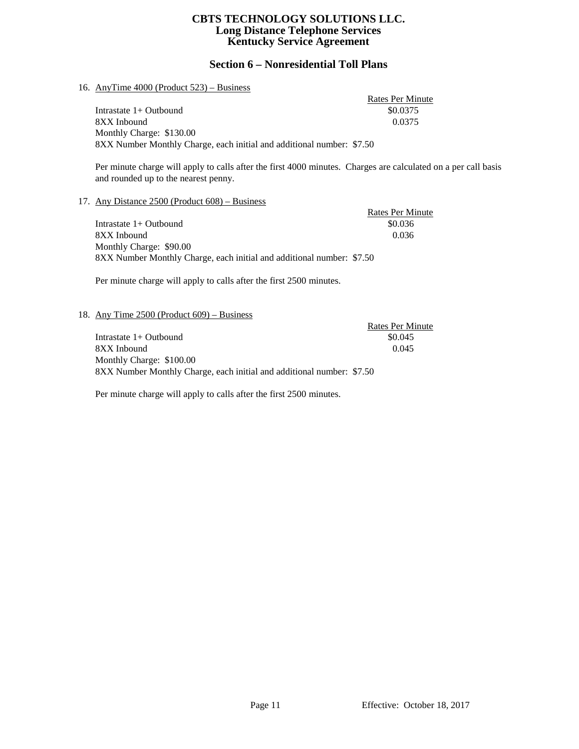## Section 6 – Nonresidential Toll Plans

16. AnyTime 4000 (Product 523) – Business

| | Rates Per Minute |
|---|---|
| Intrastate 1+ Outbound | $0.0375 |
| 8XX Inbound | 0.0375 |

Monthly Charge: $130.00
8XX Number Monthly Charge, each initial and additional number: $7.50

Per minute charge will apply to calls after the first 4000 minutes. Charges are calculated on a per call basis and rounded up to the nearest penny.

17. Any Distance 2500 (Product 608) – Business

| | Rates Per Minute |
|---|---|
| Intrastate 1+ Outbound | $0.036 |
| 8XX Inbound | 0.036 |

Monthly Charge: $90.00
8XX Number Monthly Charge, each initial and additional number: $7.50

Per minute charge will apply to calls after the first 2500 minutes.

18. Any Time 2500 (Product 609) – Business

| | Rates Per Minute |
|---|---|
| Intrastate 1+ Outbound | $0.045 |
| 8XX Inbound | 0.045 |

Monthly Charge: $100.00
8XX Number Monthly Charge, each initial and additional number: $7.50

Per minute charge will apply to calls after the first 2500 minutes.